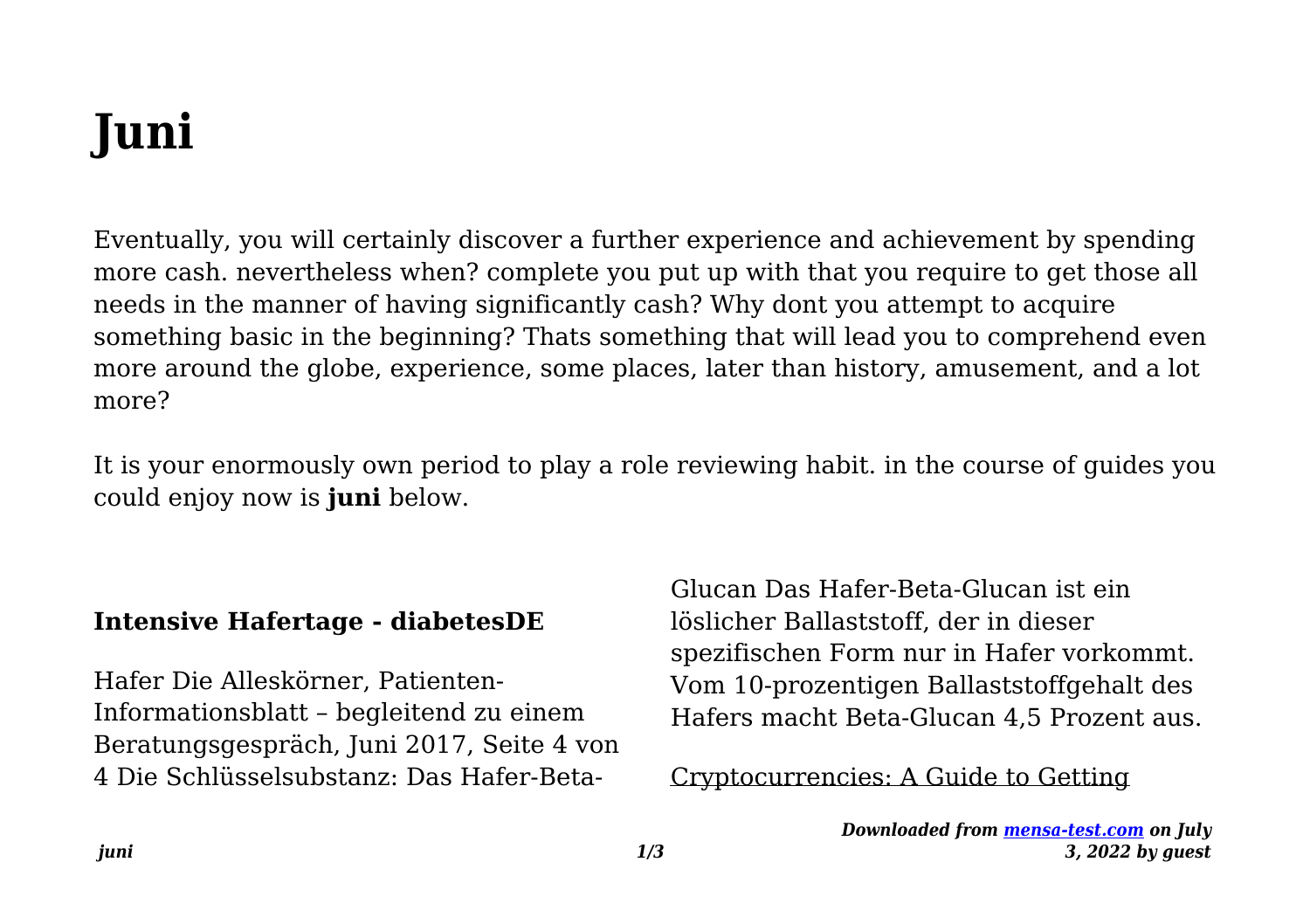# Juni

Eventually, you will certainly discover a further experience and achievement by spending more cash. nevertheless when? complete you put up with that you require to get those all needs in the manner of having significantly cash? Why dont you attempt to acquire something basic in the beginning? Thats something that will lead you to comprehend even more around the globe, experience, some places, later than history, amusement, and a lot more?

It is your enormously own period to play a role reviewing habit. in the course of guides you could enjoy now is **juni** below.

### Intensive Hafertage - diabetesDE

Hafer Die Alleskörner, Patienten-Informationsblatt – begleitend zu einem Beratungsgespräch, Juni 2017, Seite 4 von 4 Die Schlüsselsubstanz: Das Hafer-Beta-Glucan Das Hafer-Beta-Glucan ist ein löslicher Ballaststoff, der in dieser spezifischen Form nur in Hafer vorkommt. Vom 10-prozentigen Ballaststoffgehalt des Hafers macht Beta-Glucan 4,5 Prozent aus.

Cryptocurrencies: A Guide to Getting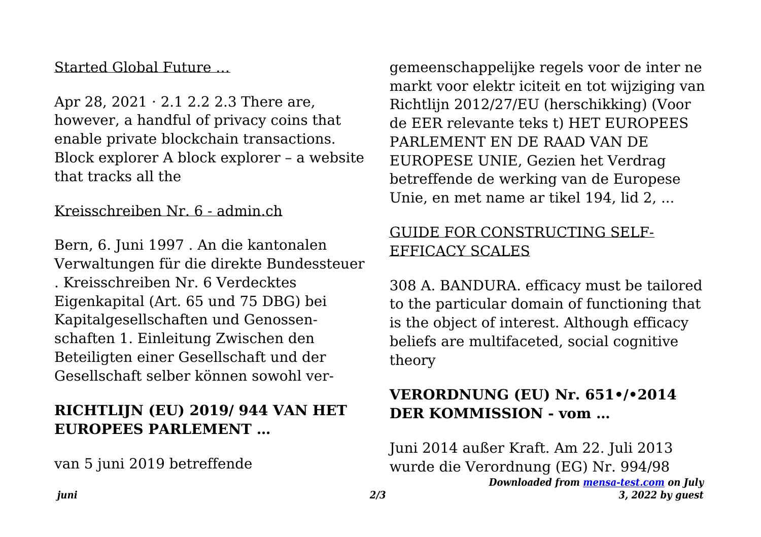Started Global Future ...

Apr 28, 2021 · 2.1 2.2 2.3 There are, however, a handful of privacy coins that enable private blockchain transactions. Block explorer A block explorer – a website that tracks all the

Kreisschreiben Nr. 6 - admin.ch

Bern, 6. Juni 1997 . An die kantonalen Verwaltungen für die direkte Bundessteuer . Kreisschreiben Nr. 6 Verdecktes Eigenkapital (Art. 65 und 75 DBG) bei Kapitalgesellschaften und Genossen- schaften 1. Einleitung Zwischen den Beteiligten einer Gesellschaft und der Gesellschaft selber können sowohl ver-

**RICHTLIJN (EU) 2019/ 944 VAN HET EUROPEES PARLEMENT …**

van 5 juni 2019 betreffende gemeenschappelijke regels voor de inter ne markt voor elektr iciteit en tot wijziging van Richtlijn 2012/27/EU (herschikking) (Voor de EER relevante teks t) HET EUROPEES PARLEMENT EN DE RAAD VAN DE EUROPESE UNIE, Gezien het Verdrag betreffende de werking van de Europese Unie, en met name ar tikel 194, lid 2, ...

GUIDE FOR CONSTRUCTING SELF-EFFICACY SCALES

308 A. BANDURA. efficacy must be tailored to the particular domain of functioning that is the object of interest. Although efficacy beliefs are multifaceted, social cognitive theory

**VERORDNUNG (EU) Nr. 651•/•2014 DER KOMMISSION - vom …**

Juni 2014 außer Kraft. Am 22. Juli 2013 wurde die Verordnung (EG) Nr. 994/98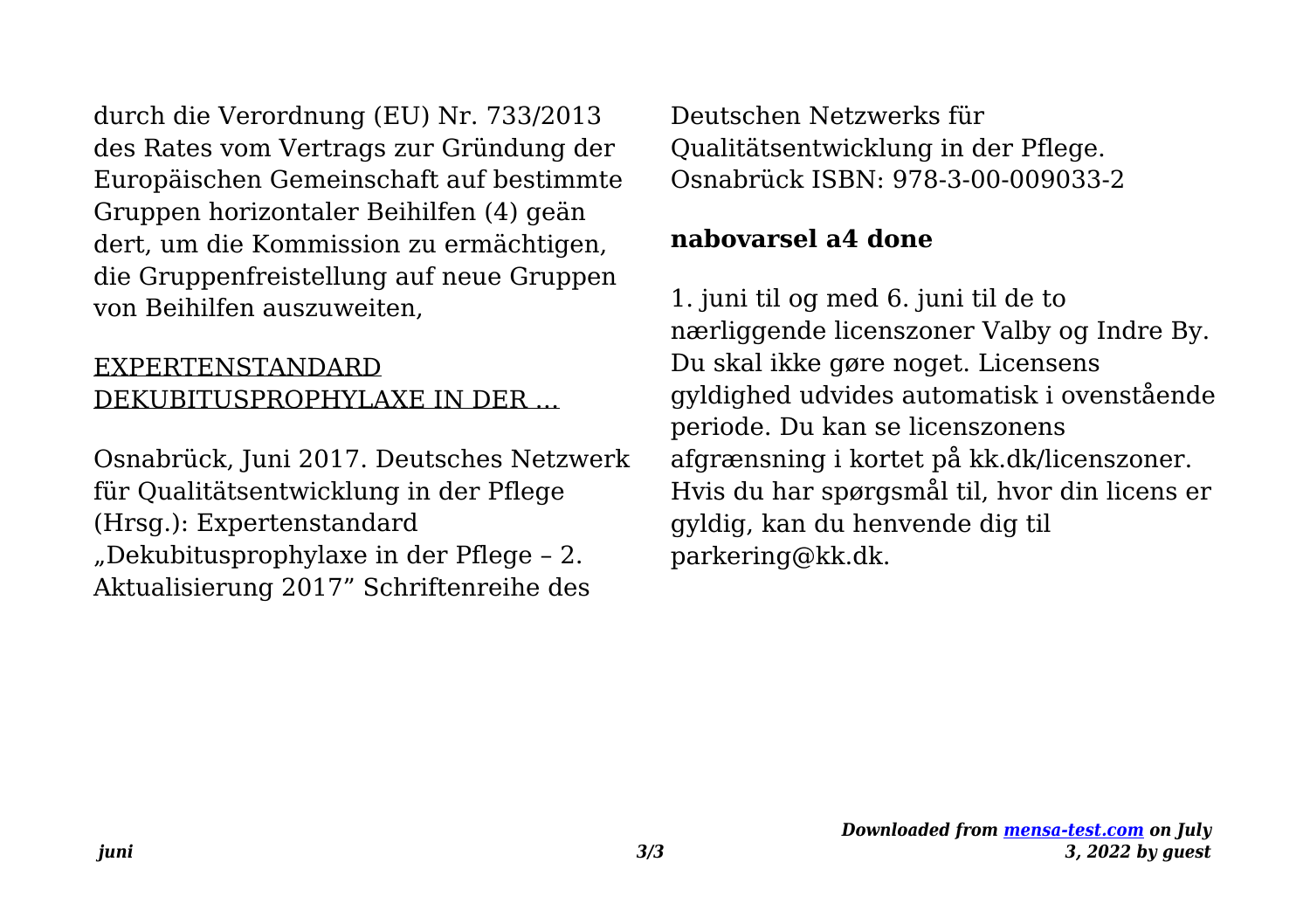durch die Verordnung (EU) Nr. 733/2013 des Rates vom Vertrags zur Gründung der Europäischen Gemeinschaft auf bestimmte Gruppen horizontaler Beihilfen (4) geän dert, um die Kommission zu ermächtigen, die Gruppenfreistellung auf neue Gruppen von Beihilfen auszuweiten,

## EXPERTENSTANDARD DEKUBITUSPROPHYLAXE IN DER ...

Osnabrück, Juni 2017. Deutsches Netzwerk für Qualitätsentwicklung in der Pflege (Hrsg.): Expertenstandard „Dekubitusprophylaxe in der Pflege – 2. Aktualisierung 2017" Schriftenreihe des Deutschen Netzwerks für Qualitätsentwicklung in der Pflege. Osnabrück ISBN: 978-3-00-009033-2

## nabovarsel a4 done

1. juni til og med 6. juni til de to nærliggende licenszoner Valby og Indre By. Du skal ikke gøre noget. Licensens gyldighed udvides automatisk i ovenstående periode. Du kan se licenszonens afgrænsning i kortet på kk.dk/licenszoner. Hvis du har spørgsmål til, hvor din licens er gyldig, kan du henvende dig til parkering@kk.dk.